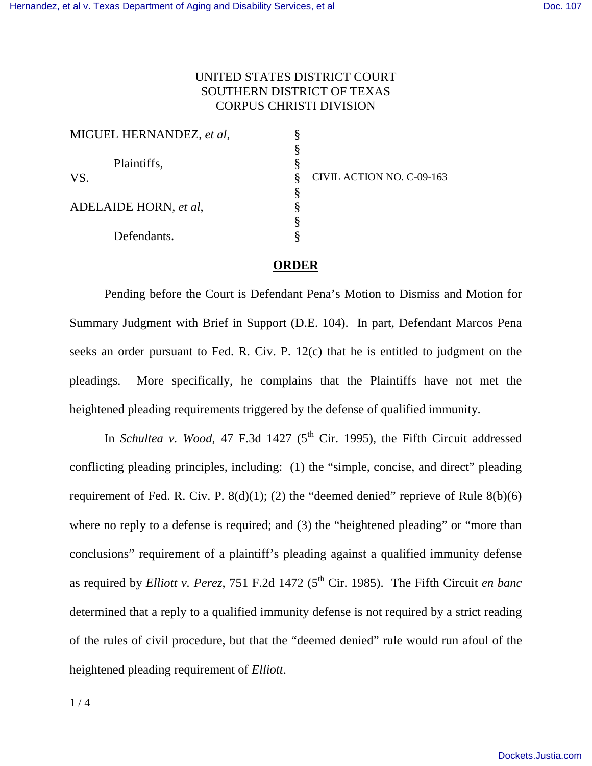UNITED STATES DISTRICT COURT
SOUTHERN DISTRICT OF TEXAS
CORPUS CHRISTI DIVISION

| | | |
|---|---|---|
| MIGUEL HERNANDEZ, *et al*, | § | |
| | § | |
| Plaintiffs, | § | |
| VS. | § | CIVIL ACTION NO. C-09-163 |
| | § | |
| ADELAIDE HORN, *et al*, | § | |
| | § | |
| Defendants. | § | |

## **ORDER**

Pending before the Court is Defendant Pena's Motion to Dismiss and Motion for Summary Judgment with Brief in Support (D.E. 104). In part, Defendant Marcos Pena seeks an order pursuant to Fed. R. Civ. P. 12(c) that he is entitled to judgment on the pleadings. More specifically, he complains that the Plaintiffs have not met the heightened pleading requirements triggered by the defense of qualified immunity.

In *Schultea v. Wood*, 47 F.3d 1427 (5th Cir. 1995), the Fifth Circuit addressed conflicting pleading principles, including: (1) the "simple, concise, and direct" pleading requirement of Fed. R. Civ. P. 8(d)(1); (2) the "deemed denied" reprieve of Rule 8(b)(6) where no reply to a defense is required; and (3) the "heightened pleading" or "more than conclusions" requirement of a plaintiff's pleading against a qualified immunity defense as required by *Elliott v. Perez*, 751 F.2d 1472 (5th Cir. 1985). The Fifth Circuit *en banc* determined that a reply to a qualified immunity defense is not required by a strict reading of the rules of civil procedure, but that the "deemed denied" rule would run afoul of the heightened pleading requirement of *Elliott*.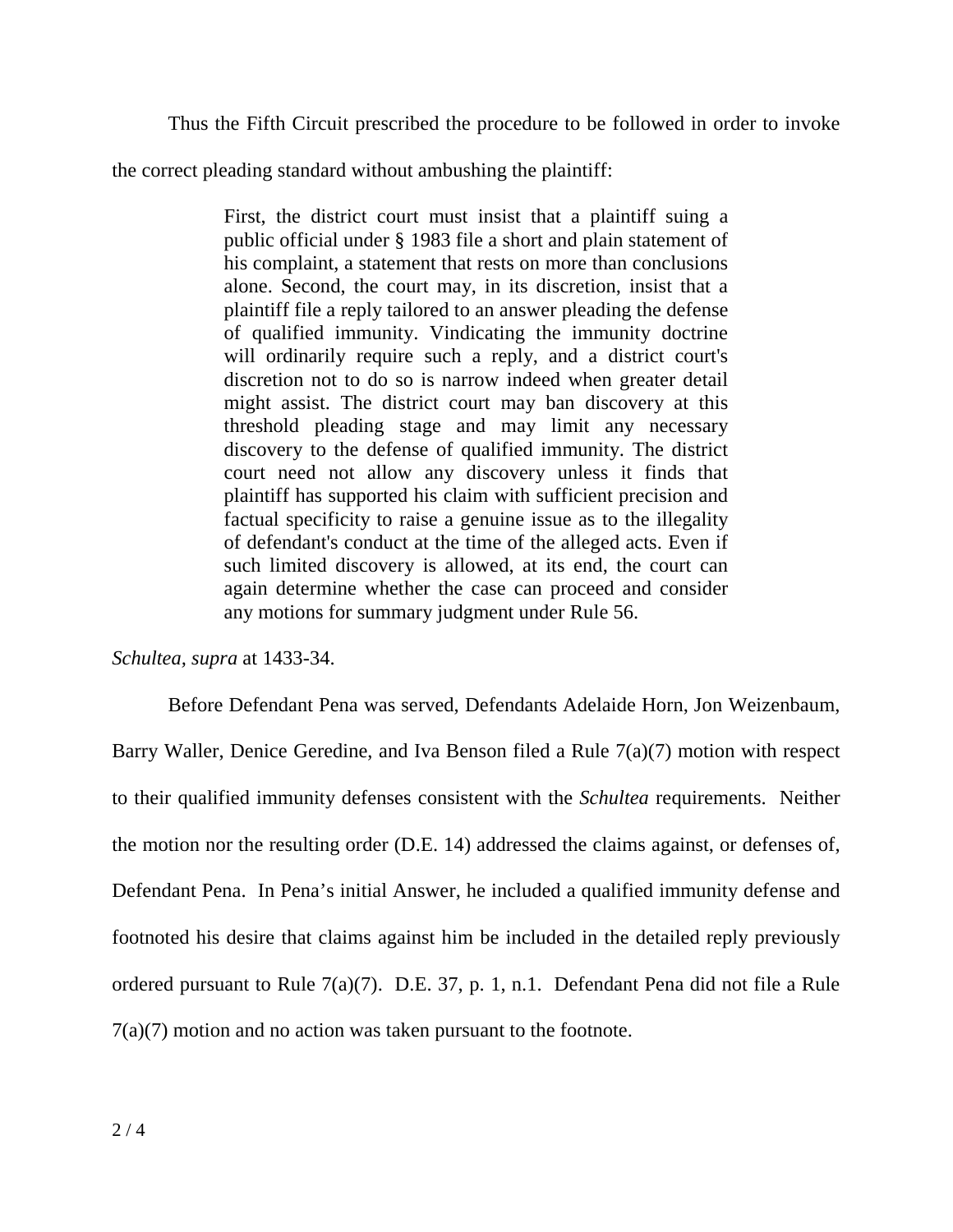Thus the Fifth Circuit prescribed the procedure to be followed in order to invoke the correct pleading standard without ambushing the plaintiff:

> First, the district court must insist that a plaintiff suing a public official under § 1983 file a short and plain statement of his complaint, a statement that rests on more than conclusions alone. Second, the court may, in its discretion, insist that a plaintiff file a reply tailored to an answer pleading the defense of qualified immunity. Vindicating the immunity doctrine will ordinarily require such a reply, and a district court's discretion not to do so is narrow indeed when greater detail might assist. The district court may ban discovery at this threshold pleading stage and may limit any necessary discovery to the defense of qualified immunity. The district court need not allow any discovery unless it finds that plaintiff has supported his claim with sufficient precision and factual specificity to raise a genuine issue as to the illegality of defendant's conduct at the time of the alleged acts. Even if such limited discovery is allowed, at its end, the court can again determine whether the case can proceed and consider any motions for summary judgment under Rule 56.

*Schultea, supra* at 1433-34.

Before Defendant Pena was served, Defendants Adelaide Horn, Jon Weizenbaum, Barry Waller, Denice Geredine, and Iva Benson filed a Rule 7(a)(7) motion with respect to their qualified immunity defenses consistent with the *Schultea* requirements. Neither the motion nor the resulting order (D.E. 14) addressed the claims against, or defenses of, Defendant Pena. In Pena's initial Answer, he included a qualified immunity defense and footnoted his desire that claims against him be included in the detailed reply previously ordered pursuant to Rule 7(a)(7). D.E. 37, p. 1, n.1. Defendant Pena did not file a Rule 7(a)(7) motion and no action was taken pursuant to the footnote.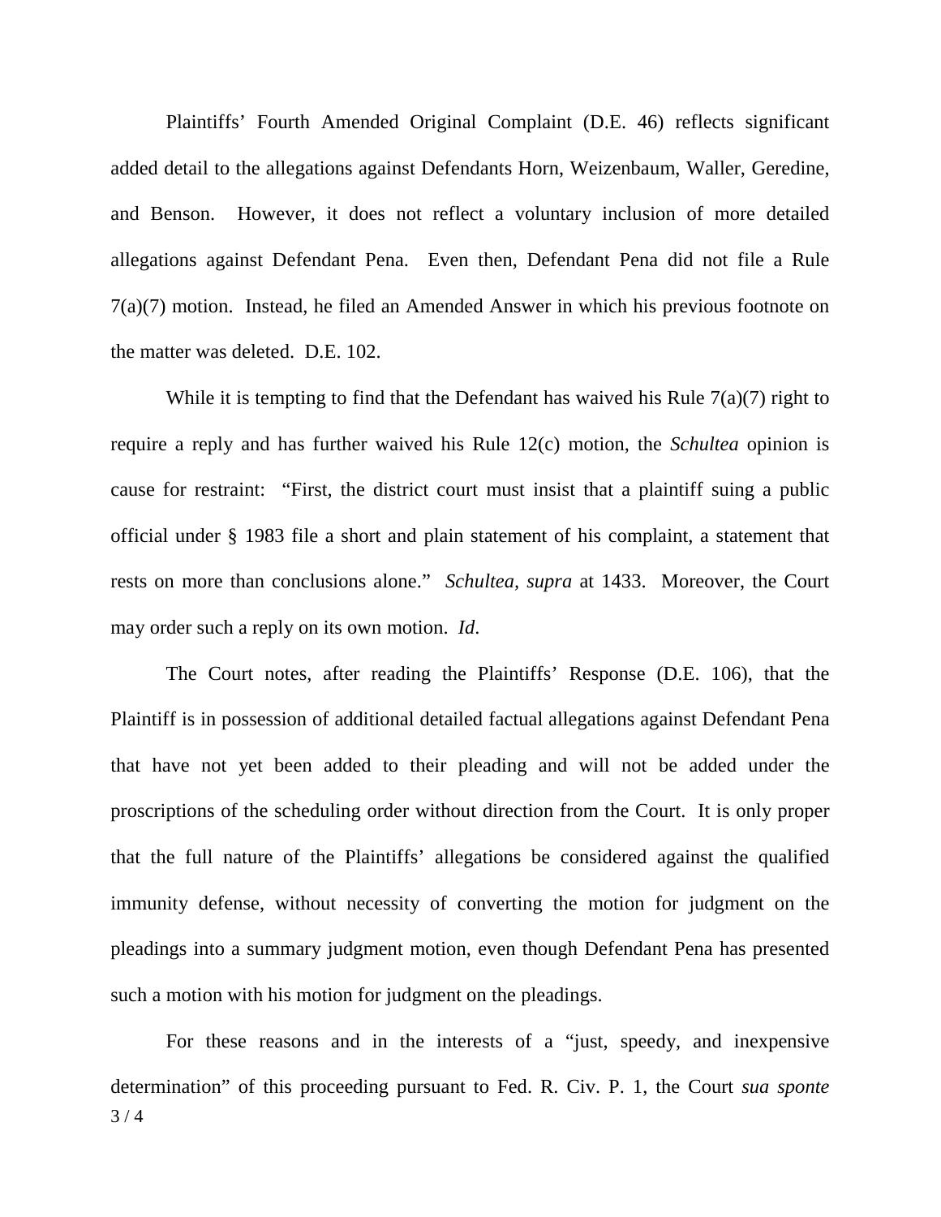Plaintiffs' Fourth Amended Original Complaint (D.E. 46) reflects significant added detail to the allegations against Defendants Horn, Weizenbaum, Waller, Geredine, and Benson. However, it does not reflect a voluntary inclusion of more detailed allegations against Defendant Pena. Even then, Defendant Pena did not file a Rule 7(a)(7) motion. Instead, he filed an Amended Answer in which his previous footnote on the matter was deleted. D.E. 102.

While it is tempting to find that the Defendant has waived his Rule 7(a)(7) right to require a reply and has further waived his Rule 12(c) motion, the *Schultea* opinion is cause for restraint: "First, the district court must insist that a plaintiff suing a public official under § 1983 file a short and plain statement of his complaint, a statement that rests on more than conclusions alone." *Schultea, supra* at 1433. Moreover, the Court may order such a reply on its own motion. *Id.*

The Court notes, after reading the Plaintiffs' Response (D.E. 106), that the Plaintiff is in possession of additional detailed factual allegations against Defendant Pena that have not yet been added to their pleading and will not be added under the proscriptions of the scheduling order without direction from the Court. It is only proper that the full nature of the Plaintiffs' allegations be considered against the qualified immunity defense, without necessity of converting the motion for judgment on the pleadings into a summary judgment motion, even though Defendant Pena has presented such a motion with his motion for judgment on the pleadings.

For these reasons and in the interests of a "just, speedy, and inexpensive determination" of this proceeding pursuant to Fed. R. Civ. P. 1, the Court *sua sponte*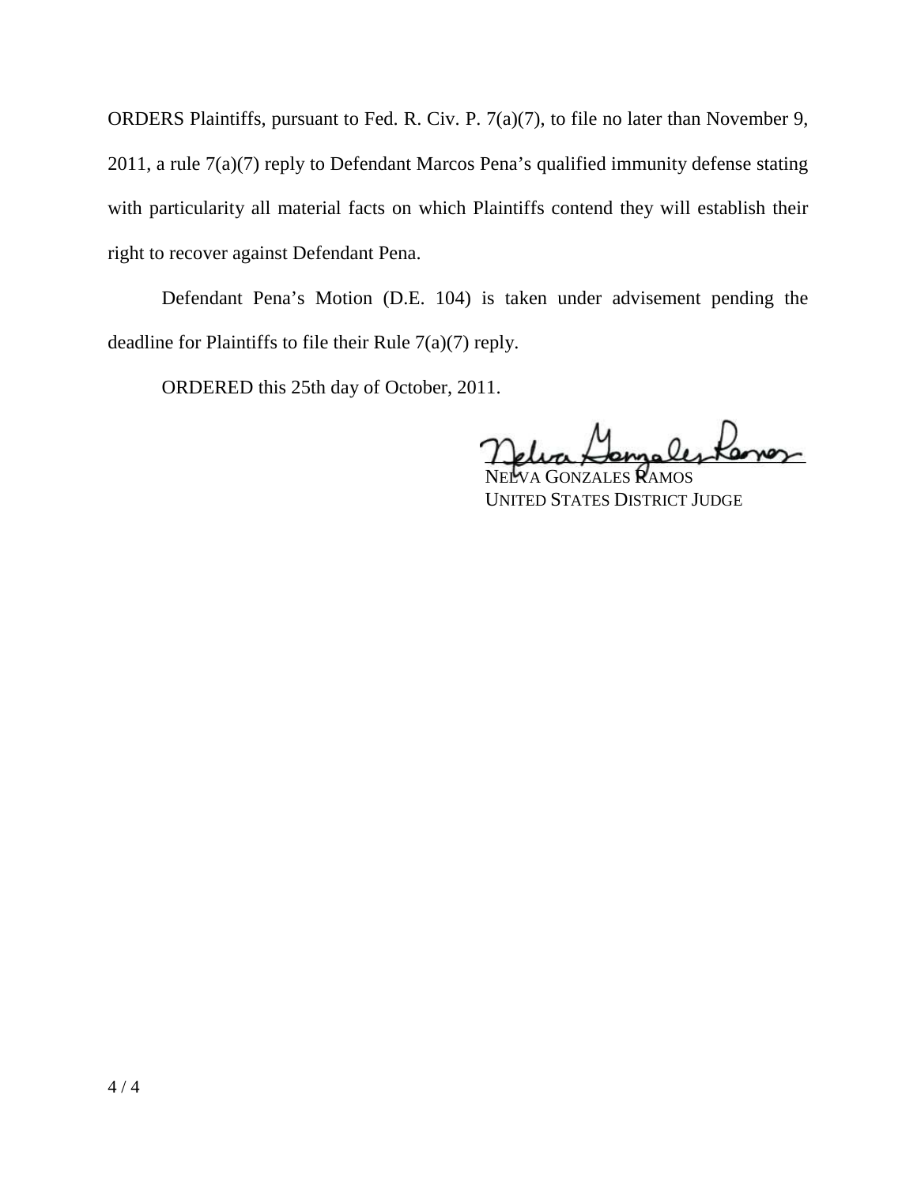ORDERS Plaintiffs, pursuant to Fed. R. Civ. P. 7(a)(7), to file no later than November 9, 2011, a rule 7(a)(7) reply to Defendant Marcos Pena's qualified immunity defense stating with particularity all material facts on which Plaintiffs contend they will establish their right to recover against Defendant Pena.

Defendant Pena's Motion (D.E. 104) is taken under advisement pending the deadline for Plaintiffs to file their Rule 7(a)(7) reply.

ORDERED this 25th day of October, 2011.

NELVA GONZALES RAMOS
UNITED STATES DISTRICT JUDGE